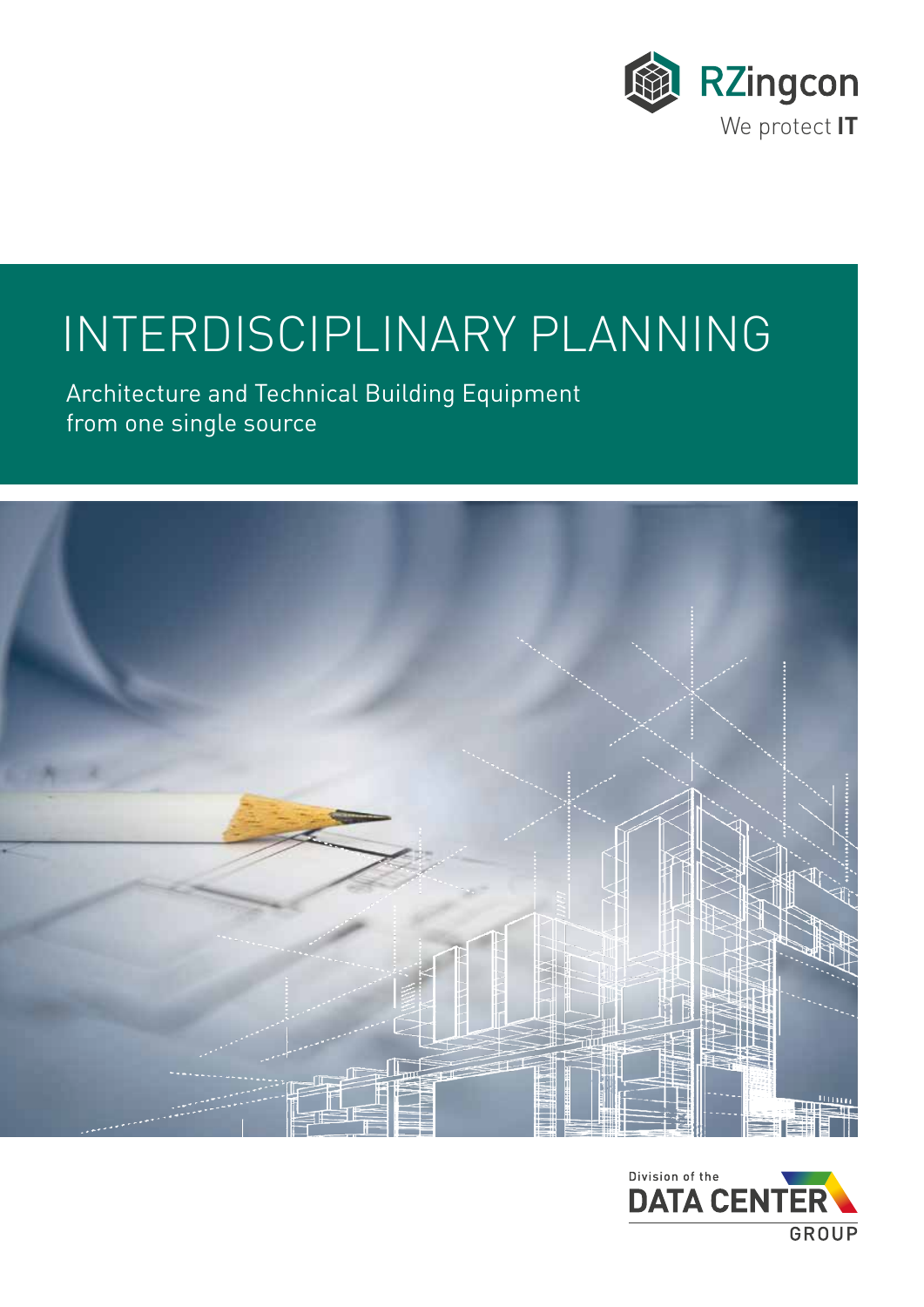RZingcon

We protect **IT**

# INTERDISCIPLINARY PLANNING

Architecture and Technical Building Equipment
from one single source

Division of the
DATA CENTER
GROUP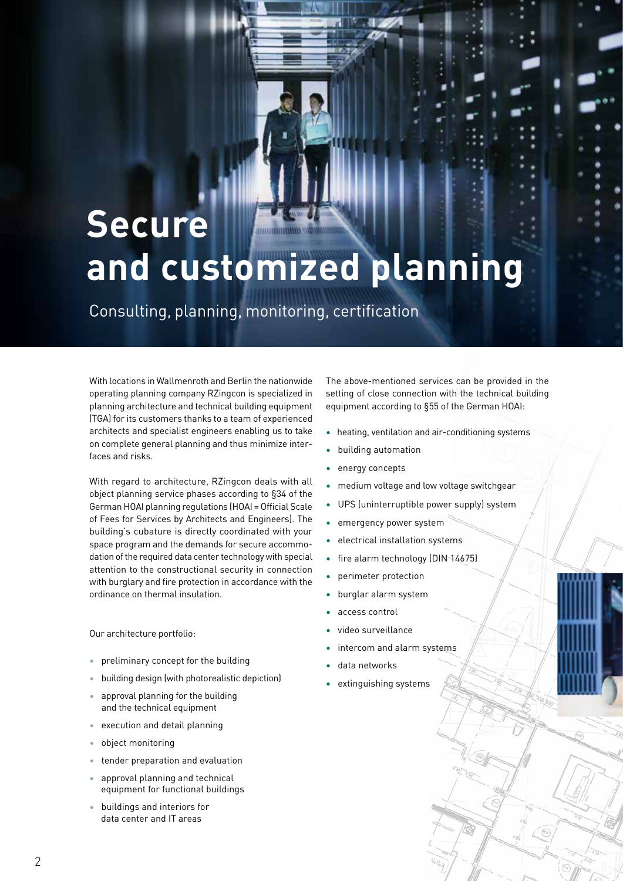# Secure and customized planning

## Consulting, planning, monitoring, certification

With locations in Wallmenroth and Berlin the nationwide operating planning company RZingcon is specialized in planning architecture and technical building equipment (TGA) for its customers thanks to a team of experienced architects and specialist engineers enabling us to take on complete general planning and thus minimize interfaces and risks.

With regard to architecture, RZingcon deals with all object planning service phases according to §34 of the German HOAI planning regulations (HOAI = Official Scale of Fees for Services by Architects and Engineers). The building's cubature is directly coordinated with your space program and the demands for secure accommodation of the required data center technology with special attention to the constructional security in connection with burglary and fire protection in accordance with the ordinance on thermal insulation.

Our architecture portfolio:

- preliminary concept for the building
- building design (with photorealistic depiction)
- approval planning for the building and the technical equipment
- execution and detail planning
- object monitoring
- tender preparation and evaluation
- approval planning and technical equipment for functional buildings
- buildings and interiors for data center and IT areas

The above-mentioned services can be provided in the setting of close connection with the technical building equipment according to §55 of the German HOAI:

- heating, ventilation and air-conditioning systems
- building automation
- energy concepts
- medium voltage and low voltage switchgear
- UPS (uninterruptible power supply) system
- emergency power system
- electrical installation systems
- fire alarm technology (DIN 14675)
- perimeter protection
- burglar alarm system
- access control
- video surveillance
- intercom and alarm systems
- data networks
- extinguishing systems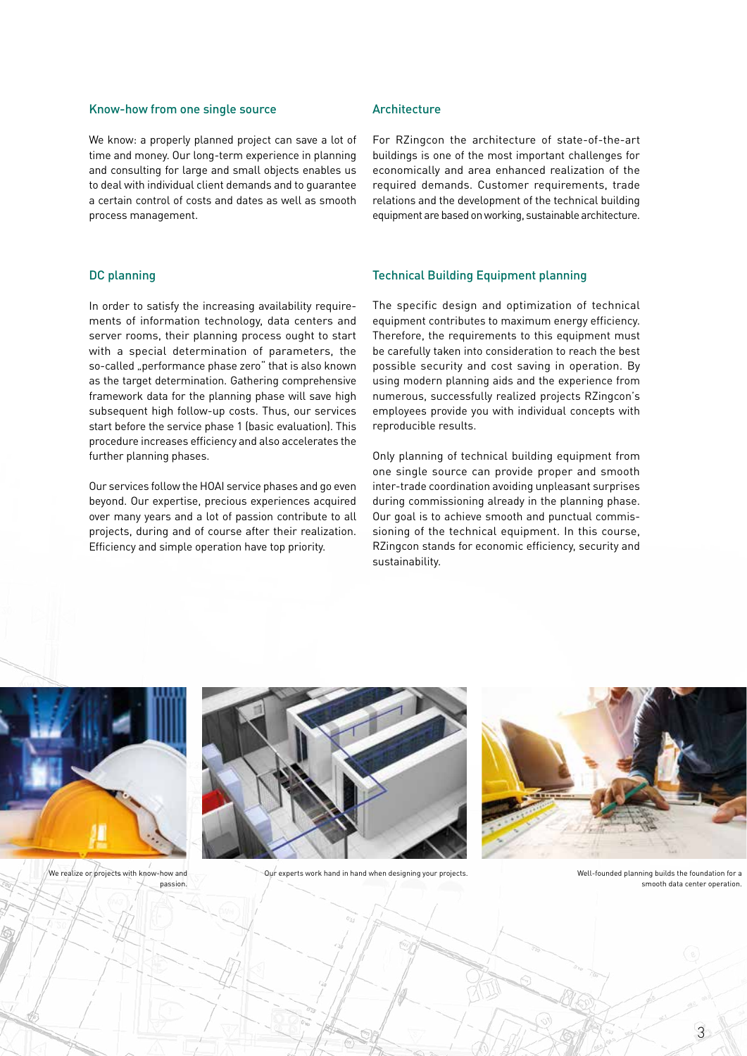## Know-how from one single source

We know: a properly planned project can save a lot of time and money. Our long-term experience in planning and consulting for large and small objects enables us to deal with individual client demands and to guarantee a certain control of costs and dates as well as smooth process management.

## Architecture

For RZingcon the architecture of state-of-the-art buildings is one of the most important challenges for economically and area enhanced realization of the required demands. Customer requirements, trade relations and the development of the technical building equipment are based on working, sustainable architecture.

## DC planning

In order to satisfy the increasing availability requirements of information technology, data centers and server rooms, their planning process ought to start with a special determination of parameters, the so-called „performance phase zero" that is also known as the target determination. Gathering comprehensive framework data for the planning phase will save high subsequent high follow-up costs. Thus, our services start before the service phase 1 (basic evaluation). This procedure increases efficiency and also accelerates the further planning phases.

Our services follow the HOAI service phases and go even beyond. Our expertise, precious experiences acquired over many years and a lot of passion contribute to all projects, during and of course after their realization. Efficiency and simple operation have top priority.

## Technical Building Equipment planning

The specific design and optimization of technical equipment contributes to maximum energy efficiency. Therefore, the requirements to this equipment must be carefully taken into consideration to reach the best possible security and cost saving in operation. By using modern planning aids and the experience from numerous, successfully realized projects RZingcon's employees provide you with individual concepts with reproducible results.

Only planning of technical building equipment from one single source can provide proper and smooth inter-trade coordination avoiding unpleasant surprises during commissioning already in the planning phase. Our goal is to achieve smooth and punctual commissioning of the technical equipment. In this course, RZingcon stands for economic efficiency, security and sustainability.

We realize or projects with know-how and passion.

Our experts work hand in hand when designing your projects.

Well-founded planning builds the foundation for a smooth data center operation.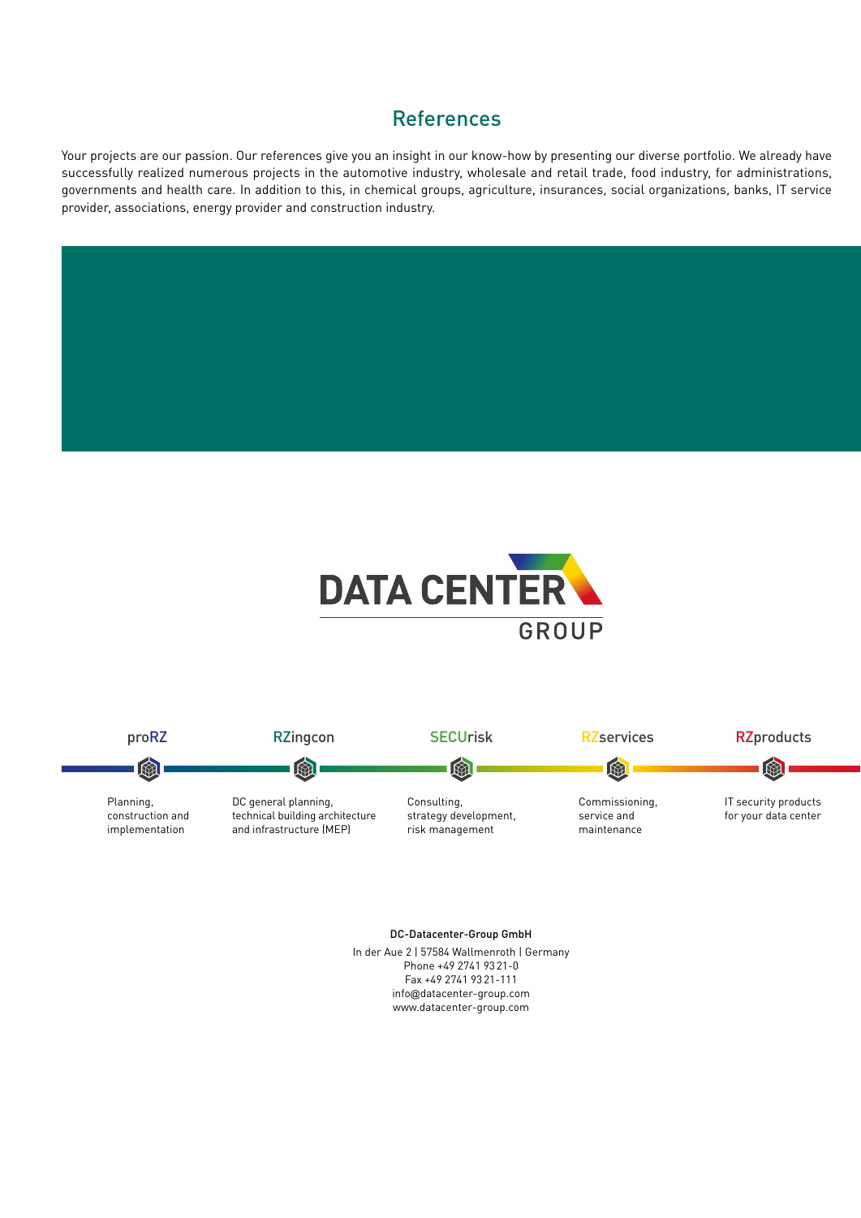## References

Your projects are our passion. Our references give you an insight in our know-how by presenting our diverse portfolio. We already have successfully realized numerous projects in the automotive industry, wholesale and retail trade, food industry, for administrations, governments and health care. In addition to this, in chemical groups, agriculture, insurances, social organizations, banks, IT service provider, associations, energy provider and construction industry.

DATA CENTER GROUP

**proRZ**
Planning, construction and implementation

**RZingcon**
DC general planning, technical building architecture and infrastructure (MEP)

**SECUrisk**
Consulting, strategy development, risk management

**RZservices**
Commissioning, service and maintenance

**RZproducts**
IT security products for your data center

**DC-Datacenter-Group GmbH**
In der Aue 2 | 57584 Wallmenroth | Germany
Phone +49 2741 93 21-0
Fax +49 2741 93 21-111
info@datacenter-group.com
www.datacenter-group.com